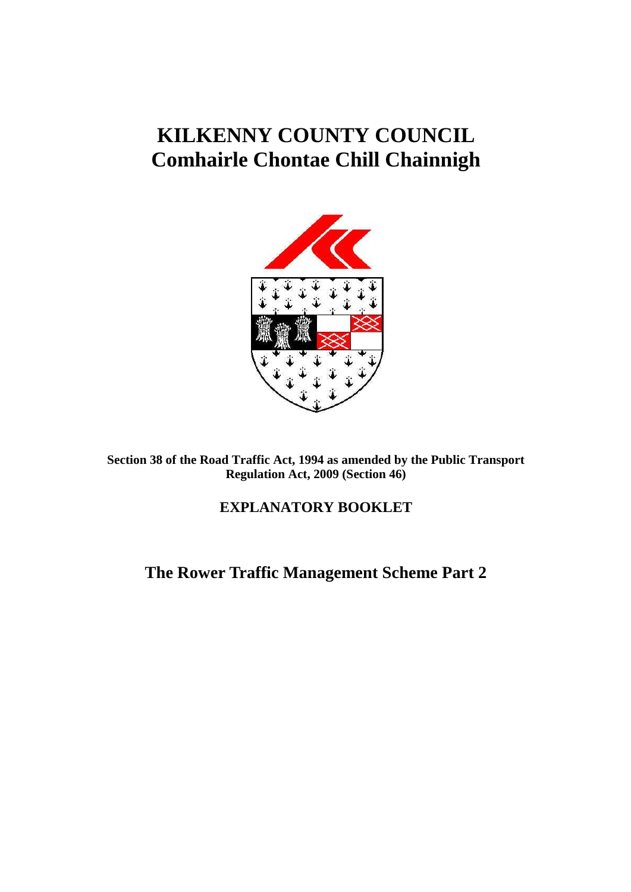# KILKENNY COUNTY COUNCIL
# Comhairle Chontae Chill Chainnigh

**Section 38 of the Road Traffic Act, 1994 as amended by the Public Transport Regulation Act, 2009 (Section 46)**

## EXPLANATORY BOOKLET

## The Rower Traffic Management Scheme Part 2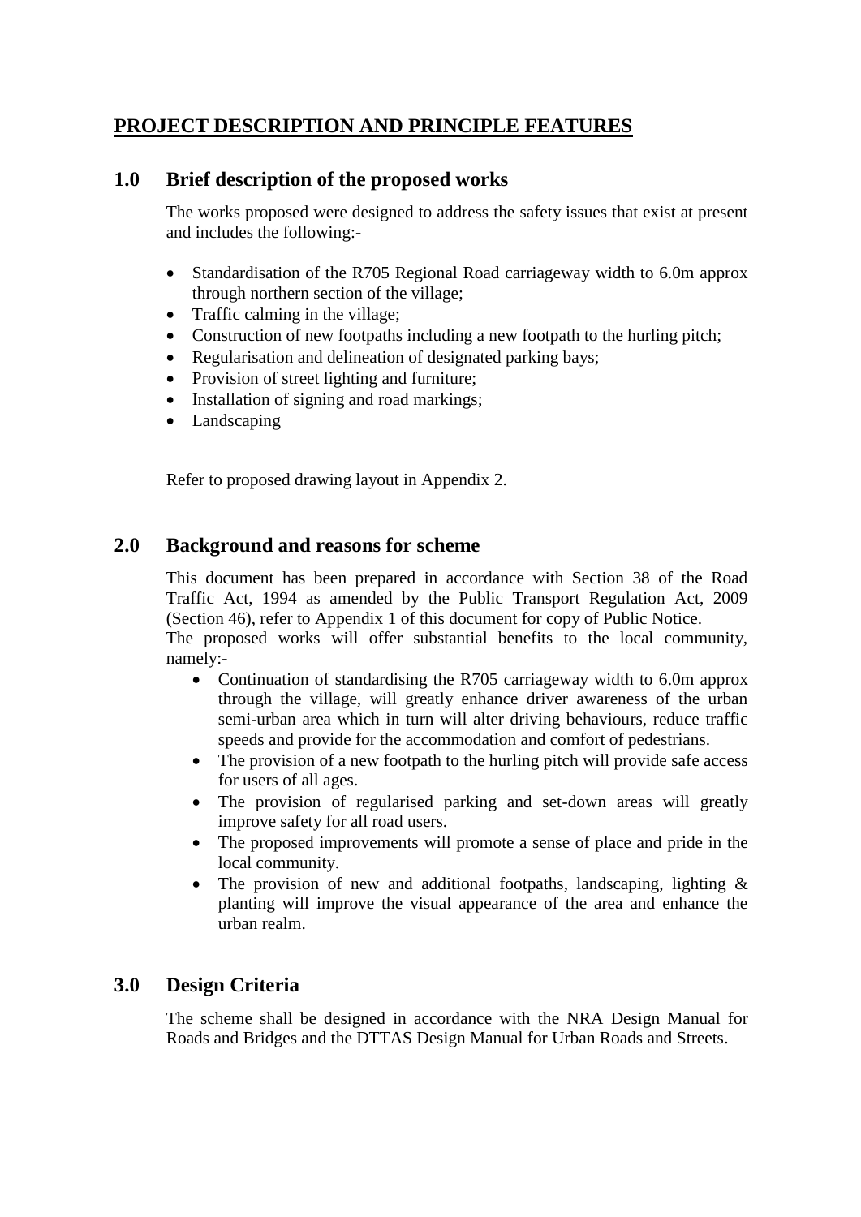# PROJECT DESCRIPTION AND PRINCIPLE FEATURES

## 1.0 Brief description of the proposed works

The works proposed were designed to address the safety issues that exist at present and includes the following:-

- Standardisation of the R705 Regional Road carriageway width to 6.0m approx through northern section of the village;
- Traffic calming in the village;
- Construction of new footpaths including a new footpath to the hurling pitch;
- Regularisation and delineation of designated parking bays;
- Provision of street lighting and furniture;
- Installation of signing and road markings;
- Landscaping

Refer to proposed drawing layout in Appendix 2.

## 2.0 Background and reasons for scheme

This document has been prepared in accordance with Section 38 of the Road Traffic Act, 1994 as amended by the Public Transport Regulation Act, 2009 (Section 46), refer to Appendix 1 of this document for copy of Public Notice.
The proposed works will offer substantial benefits to the local community, namely:-

- Continuation of standardising the R705 carriageway width to 6.0m approx through the village, will greatly enhance driver awareness of the urban semi-urban area which in turn will alter driving behaviours, reduce traffic speeds and provide for the accommodation and comfort of pedestrians.
- The provision of a new footpath to the hurling pitch will provide safe access for users of all ages.
- The provision of regularised parking and set-down areas will greatly improve safety for all road users.
- The proposed improvements will promote a sense of place and pride in the local community.
- The provision of new and additional footpaths, landscaping, lighting & planting will improve the visual appearance of the area and enhance the urban realm.

## 3.0 Design Criteria

The scheme shall be designed in accordance with the NRA Design Manual for Roads and Bridges and the DTTAS Design Manual for Urban Roads and Streets.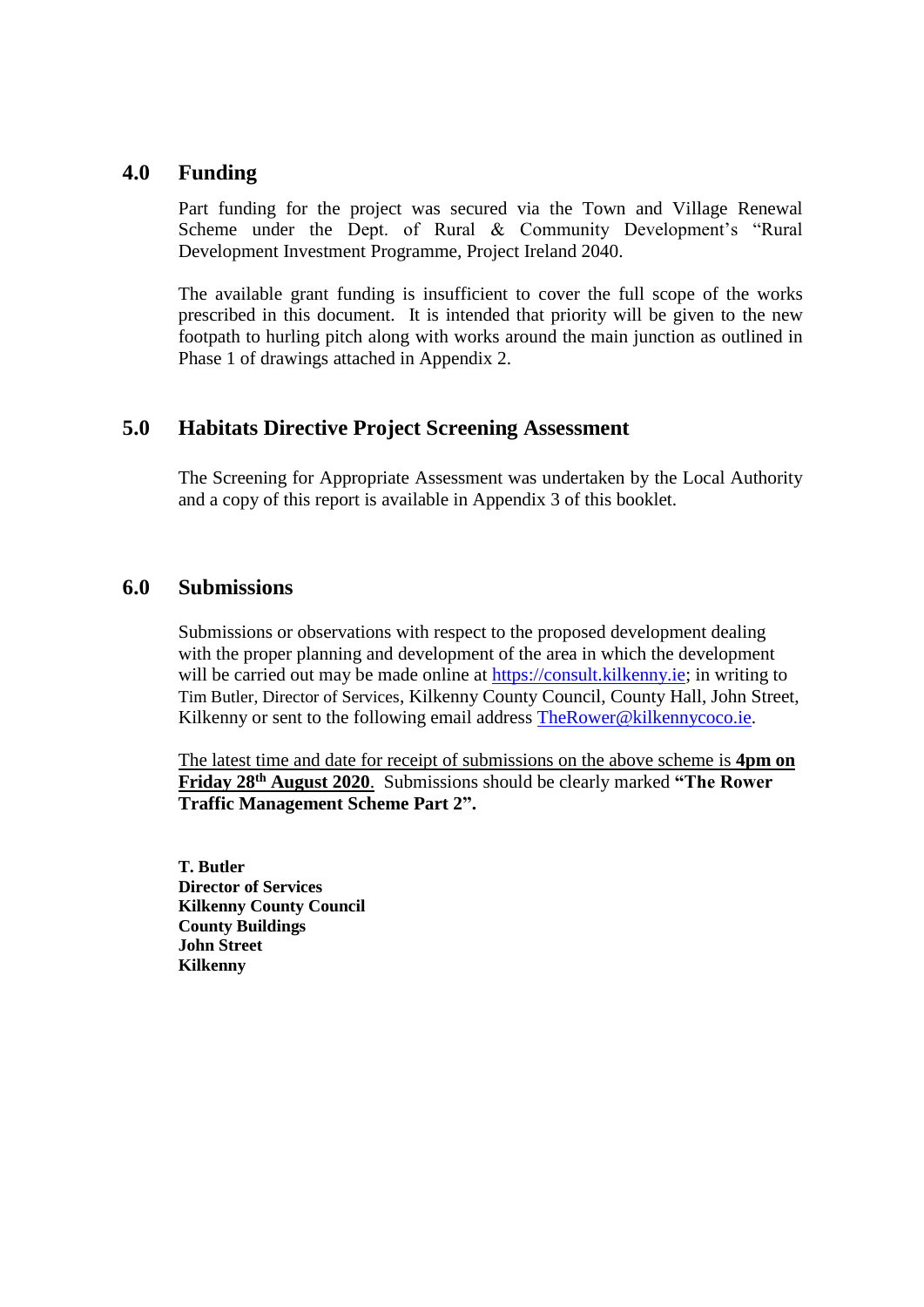## 4.0 Funding

Part funding for the project was secured via the Town and Village Renewal Scheme under the Dept. of Rural & Community Development's "Rural Development Investment Programme, Project Ireland 2040.

The available grant funding is insufficient to cover the full scope of the works prescribed in this document. It is intended that priority will be given to the new footpath to hurling pitch along with works around the main junction as outlined in Phase 1 of drawings attached in Appendix 2.

## 5.0 Habitats Directive Project Screening Assessment

The Screening for Appropriate Assessment was undertaken by the Local Authority and a copy of this report is available in Appendix 3 of this booklet.

## 6.0 Submissions

Submissions or observations with respect to the proposed development dealing with the proper planning and development of the area in which the development will be carried out may be made online at https://consult.kilkenny.ie; in writing to Tim Butler, Director of Services, Kilkenny County Council, County Hall, John Street, Kilkenny or sent to the following email address TheRower@kilkennycoco.ie.

The latest time and date for receipt of submissions on the above scheme is **4pm on Friday 28th August 2020**. Submissions should be clearly marked **"The Rower Traffic Management Scheme Part 2".**

**T. Butler**
**Director of Services**
**Kilkenny County Council**
**County Buildings**
**John Street**
**Kilkenny**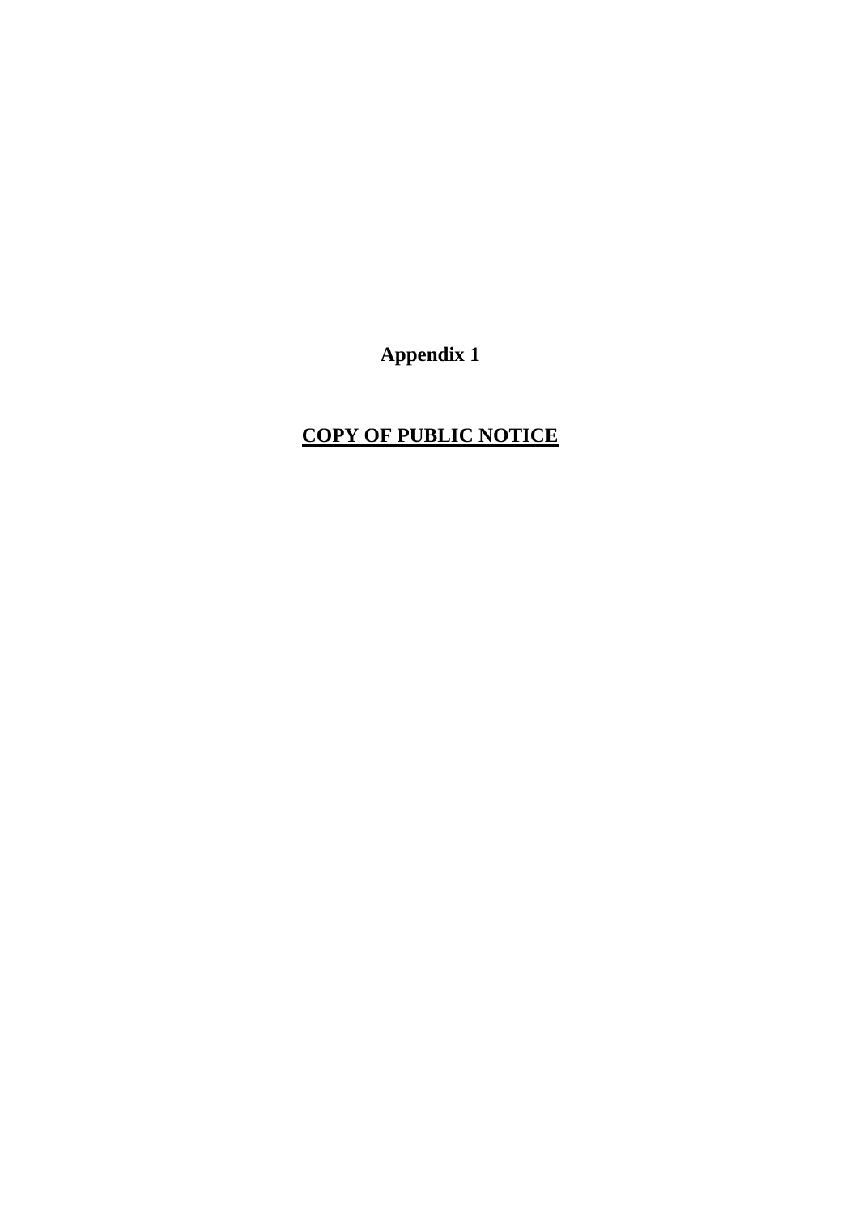**Appendix 1**

**<u>COPY OF PUBLIC NOTICE</u>**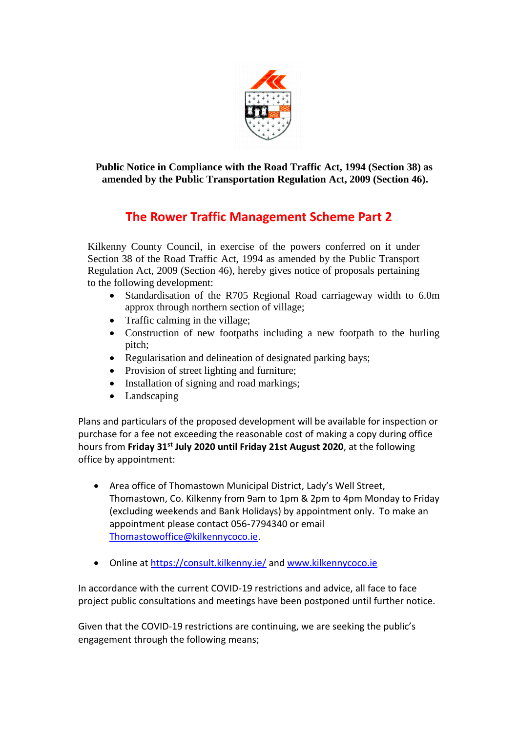**Public Notice in Compliance with the Road Traffic Act, 1994 (Section 38) as amended by the Public Transportation Regulation Act, 2009 (Section 46).**

## The Rower Traffic Management Scheme Part 2

Kilkenny County Council, in exercise of the powers conferred on it under Section 38 of the Road Traffic Act, 1994 as amended by the Public Transport Regulation Act, 2009 (Section 46), hereby gives notice of proposals pertaining to the following development:

- Standardisation of the R705 Regional Road carriageway width to 6.0m approx through northern section of village;
- Traffic calming in the village;
- Construction of new footpaths including a new footpath to the hurling pitch;
- Regularisation and delineation of designated parking bays;
- Provision of street lighting and furniture;
- Installation of signing and road markings;
- Landscaping

Plans and particulars of the proposed development will be available for inspection or purchase for a fee not exceeding the reasonable cost of making a copy during office hours from **Friday 31st July 2020 until Friday 21st August 2020**, at the following office by appointment:

- Area office of Thomastown Municipal District, Lady's Well Street, Thomastown, Co. Kilkenny from 9am to 1pm & 2pm to 4pm Monday to Friday (excluding weekends and Bank Holidays) by appointment only. To make an appointment please contact 056-7794340 or email Thomastowoffice@kilkennycoco.ie.

- Online at https://consult.kilkenny.ie/ and www.kilkennycoco.ie

In accordance with the current COVID-19 restrictions and advice, all face to face project public consultations and meetings have been postponed until further notice.

Given that the COVID-19 restrictions are continuing, we are seeking the public's engagement through the following means;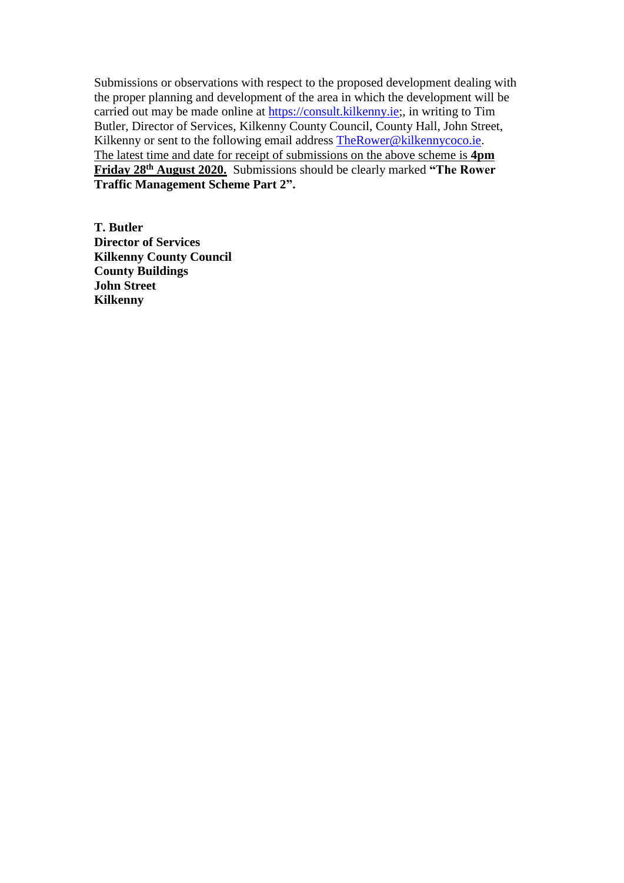Submissions or observations with respect to the proposed development dealing with the proper planning and development of the area in which the development will be carried out may be made online at https://consult.kilkenny.ie;, in writing to Tim Butler, Director of Services, Kilkenny County Council, County Hall, John Street, Kilkenny or sent to the following email address TheRower@kilkennycoco.ie. The latest time and date for receipt of submissions on the above scheme is **4pm Friday 28th August 2020.** Submissions should be clearly marked **"The Rower Traffic Management Scheme Part 2".**

**T. Butler**
**Director of Services**
**Kilkenny County Council**
**County Buildings**
**John Street**
**Kilkenny**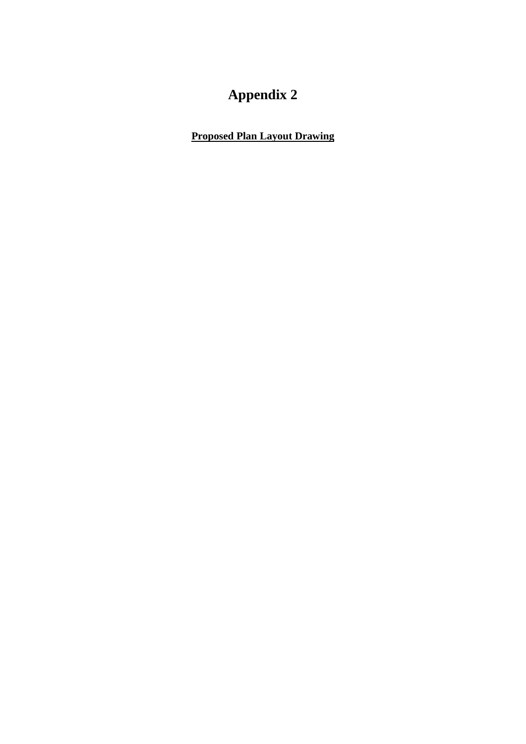# Appendix 2

**Proposed Plan Layout Drawing**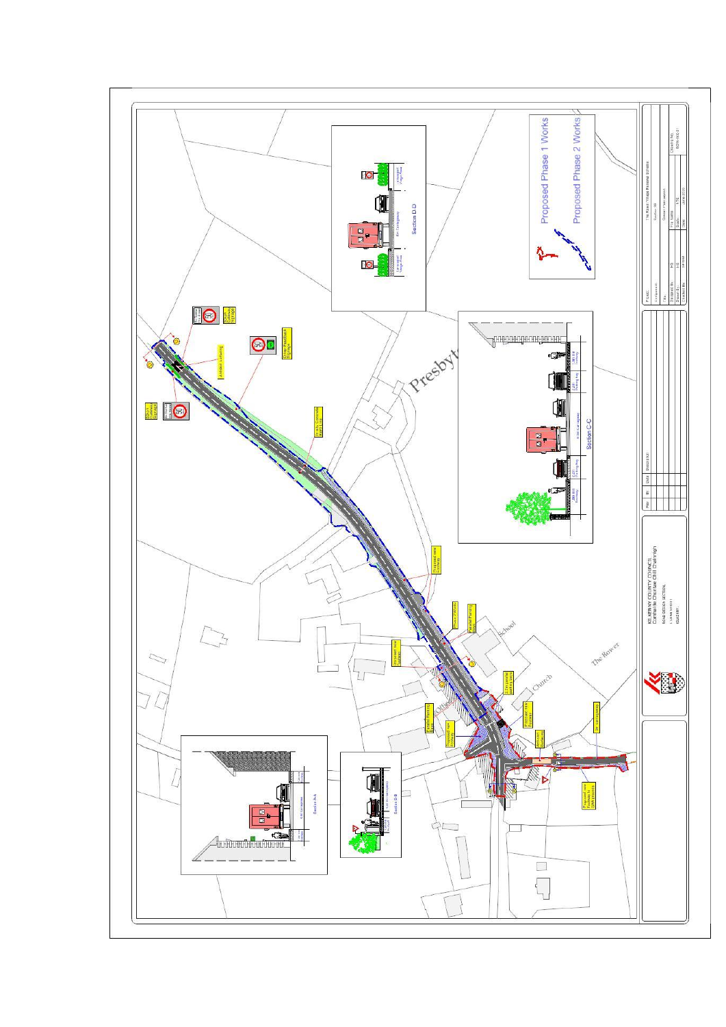Proposed Phase 1 Works

Proposed Phase 2 Works

Presbytery

School

Church

The Rower

Section A-A

Section B-B

Section C-C

Section D-D

KILKENNY COUNTY COUNCIL
Comhairle Chontae Chill Chainnigh
ROAD DESIGN SECTION,
COUNTY HALL,
KILKENNY.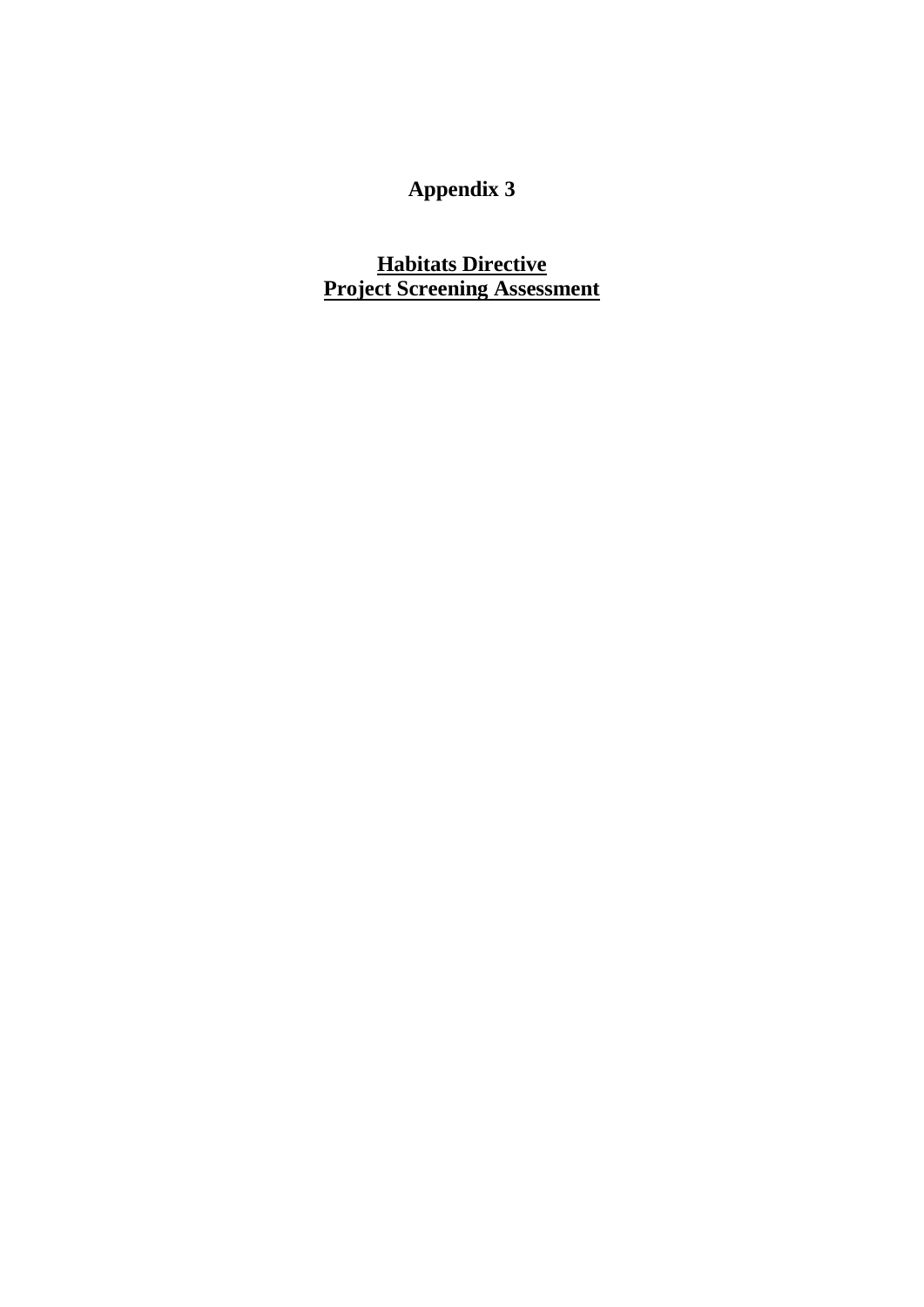# Appendix 3

## Habitats Directive
## Project Screening Assessment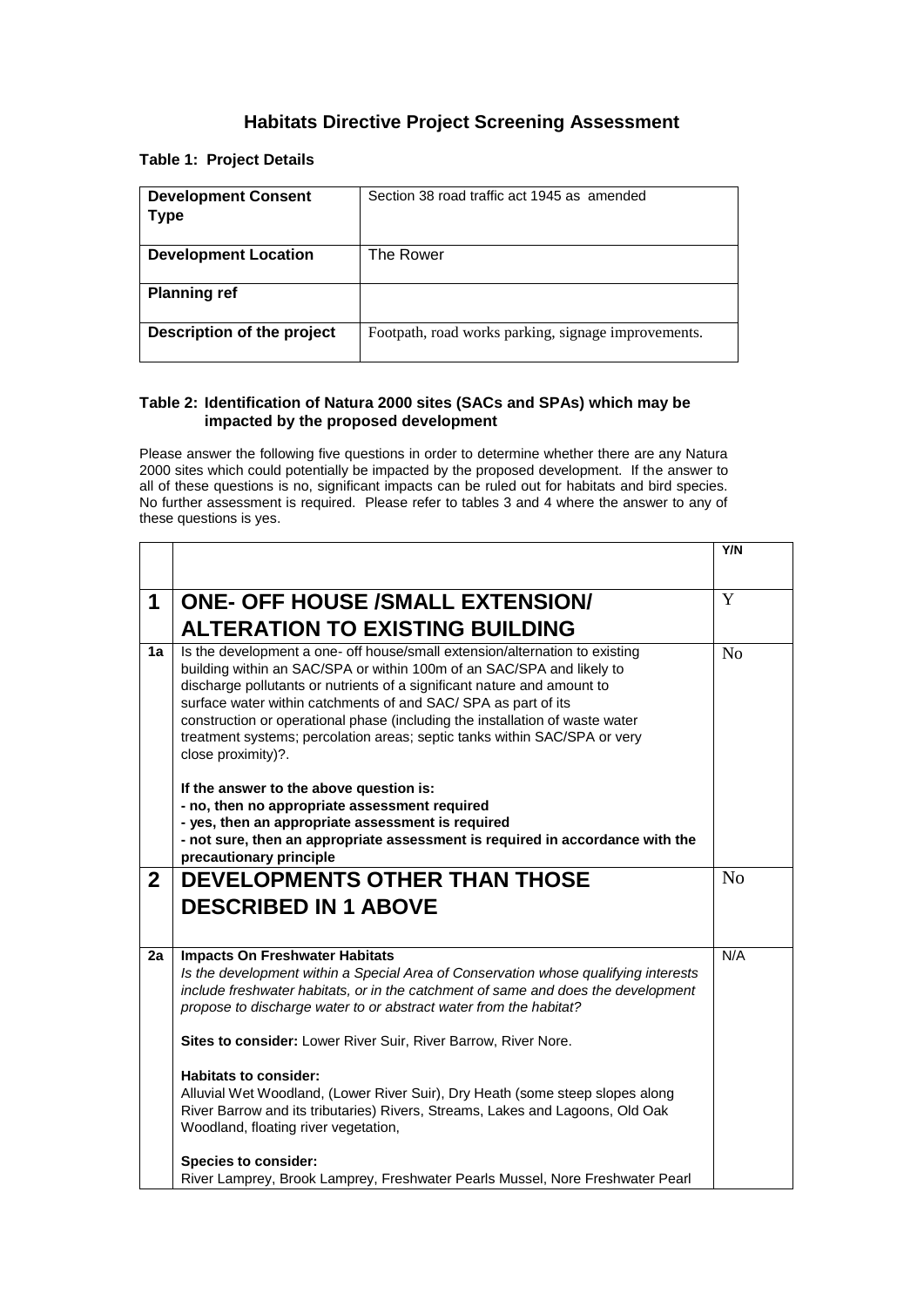## Habitats Directive Project Screening Assessment

**Table 1: Project Details**

| | |
|---|---|
| **Development Consent Type** | Section 38 road traffic act 1945 as amended |
| **Development Location** | The Rower |
| **Planning ref** | |
| **Description of the project** | Footpath, road works parking, signage improvements. |

**Table 2: Identification of Natura 2000 sites (SACs and SPAs) which may be impacted by the proposed development**

Please answer the following five questions in order to determine whether there are any Natura 2000 sites which could potentially be impacted by the proposed development. If the answer to all of these questions is no, significant impacts can be ruled out for habitats and bird species. No further assessment is required. Please refer to tables 3 and 4 where the answer to any of these questions is yes.

| | | Y/N |
|---|---|---|
| **1** | **ONE- OFF HOUSE /SMALL EXTENSION/ ALTERATION TO EXISTING BUILDING** | Y |
| **1a** | Is the development a one- off house/small extension/alternation to existing building within an SAC/SPA or within 100m of an SAC/SPA and likely to discharge pollutants or nutrients of a significant nature and amount to surface water within catchments of and SAC/ SPA as part of its construction or operational phase (including the installation of waste water treatment systems; percolation areas; septic tanks within SAC/SPA or very close proximity)?.<br><br>**If the answer to the above question is:**<br>**- no, then no appropriate assessment required**<br>**- yes, then an appropriate assessment is required**<br>**- not sure, then an appropriate assessment is required in accordance with the precautionary principle** | No |
| **2** | **DEVELOPMENTS OTHER THAN THOSE DESCRIBED IN 1 ABOVE** | No |
| **2a** | **Impacts On Freshwater Habitats**<br>*Is the development within a Special Area of Conservation whose qualifying interests include freshwater habitats, or in the catchment of same and does the development propose to discharge water to or abstract water from the habitat?*<br><br>**Sites to consider:** Lower River Suir, River Barrow, River Nore.<br><br>**Habitats to consider:**<br>Alluvial Wet Woodland, (Lower River Suir), Dry Heath (some steep slopes along River Barrow and its tributaries) Rivers, Streams, Lakes and Lagoons, Old Oak Woodland, floating river vegetation,<br><br>**Species to consider:**<br>River Lamprey, Brook Lamprey, Freshwater Pearls Mussel, Nore Freshwater Pearl | N/A |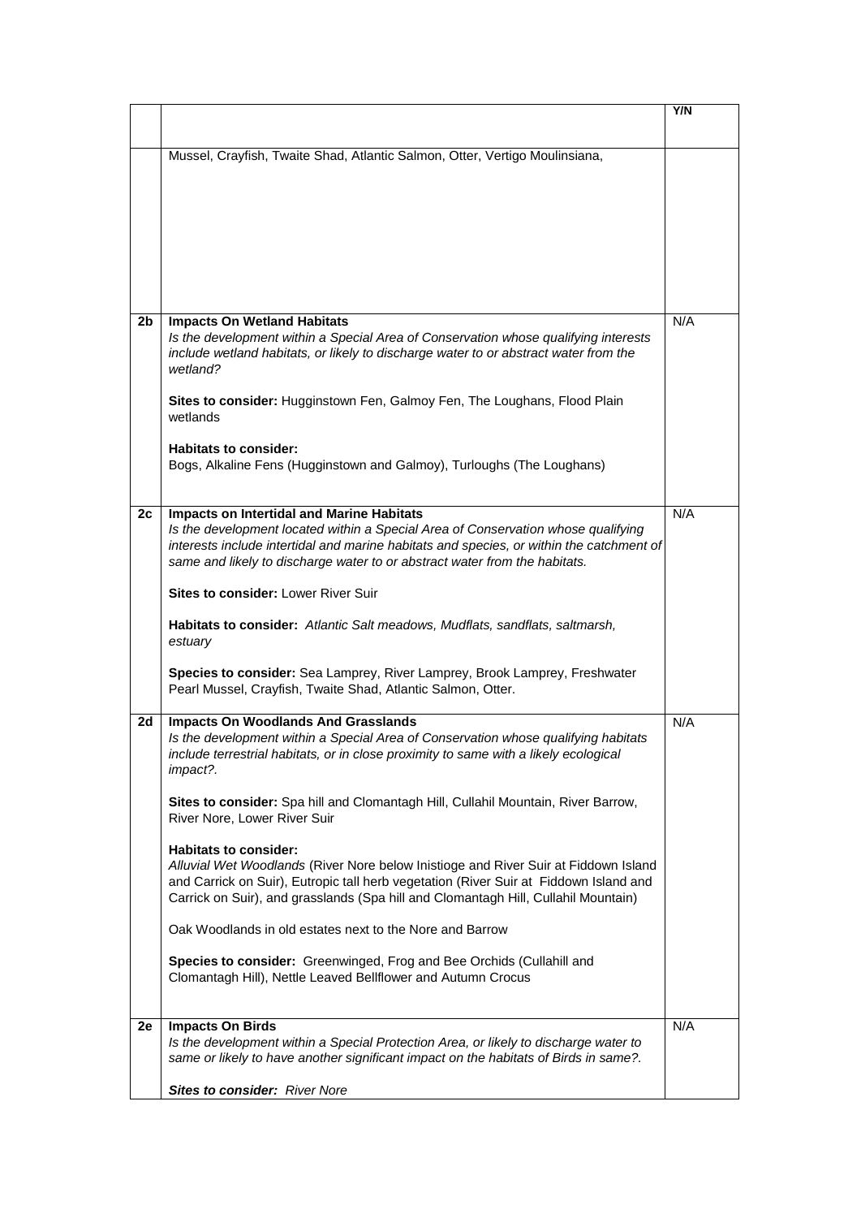| | | Y/N |
|---|---|---|
| | Mussel, Crayfish, Twaite Shad, Atlantic Salmon, Otter, Vertigo Moulinsiana, | |
| **2b** | **Impacts On Wetland Habitats**<br>*Is the development within a Special Area of Conservation whose qualifying interests include wetland habitats, or likely to discharge water to or abstract water from the wetland?*<br><br>**Sites to consider:** Hugginstown Fen, Galmoy Fen, The Loughans, Flood Plain wetlands<br><br>**Habitats to consider:**<br>Bogs, Alkaline Fens (Hugginstown and Galmoy), Turloughs (The Loughans) | N/A |
| **2c** | **Impacts on Intertidal and Marine Habitats**<br>*Is the development located within a Special Area of Conservation whose qualifying interests include intertidal and marine habitats and species, or within the catchment of same and likely to discharge water to or abstract water from the habitats.*<br><br>**Sites to consider:** Lower River Suir<br><br>**Habitats to consider:** *Atlantic Salt meadows, Mudflats, sandflats, saltmarsh, estuary*<br><br>**Species to consider:** Sea Lamprey, River Lamprey, Brook Lamprey, Freshwater Pearl Mussel, Crayfish, Twaite Shad, Atlantic Salmon, Otter. | N/A |
| **2d** | **Impacts On Woodlands And Grasslands**<br>*Is the development within a Special Area of Conservation whose qualifying habitats include terrestrial habitats, or in close proximity to same with a likely ecological impact?.*<br><br>**Sites to consider:** Spa hill and Clomantagh Hill, Cullahil Mountain, River Barrow, River Nore, Lower River Suir<br><br>**Habitats to consider:**<br>*Alluvial Wet Woodlands* (River Nore below Inistioge and River Suir at Fiddown Island and Carrick on Suir), Eutropic tall herb vegetation (River Suir at Fiddown Island and Carrick on Suir), and grasslands (Spa hill and Clomantagh Hill, Cullahil Mountain)<br><br>Oak Woodlands in old estates next to the Nore and Barrow<br><br>**Species to consider:** Greenwinged, Frog and Bee Orchids (Cullahill and Clomantagh Hill), Nettle Leaved Bellflower and Autumn Crocus | N/A |
| **2e** | **Impacts On Birds**<br>*Is the development within a Special Protection Area, or likely to discharge water to same or likely to have another significant impact on the habitats of Birds in same?.*<br><br>***Sites to consider:** River Nore* | N/A |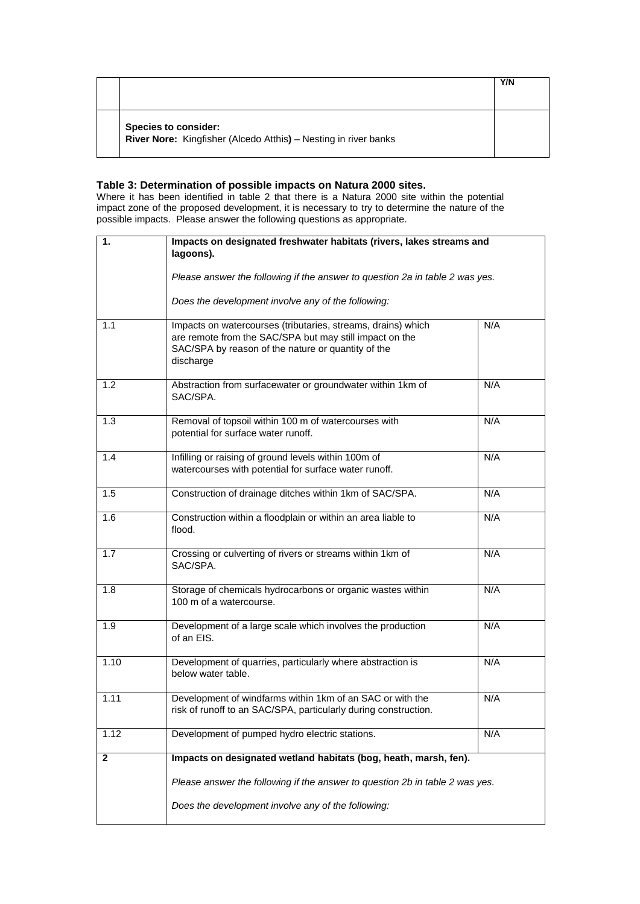| | | Y/N |
|---|---|---|
| | **Species to consider:**<br>**River Nore:** Kingfisher (Alcedo Atthis**)** – Nesting in river banks | |

### Table 3: Determination of possible impacts on Natura 2000 sites.

Where it has been identified in table 2 that there is a Natura 2000 site within the potential impact zone of the proposed development, it is necessary to try to determine the nature of the possible impacts. Please answer the following questions as appropriate.

| **1.** | **Impacts on designated freshwater habitats (rivers, lakes streams and lagoons).**<br><br>*Please answer the following if the answer to question 2a in table 2 was yes.*<br><br>*Does the development involve any of the following:* | |
|---|---|---|
| 1.1 | Impacts on watercourses (tributaries, streams, drains) which are remote from the SAC/SPA but may still impact on the SAC/SPA by reason of the nature or quantity of the discharge | N/A |
| 1.2 | Abstraction from surfacewater or groundwater within 1km of SAC/SPA. | N/A |
| 1.3 | Removal of topsoil within 100 m of watercourses with potential for surface water runoff. | N/A |
| 1.4 | Infilling or raising of ground levels within 100m of watercourses with potential for surface water runoff. | N/A |
| 1.5 | Construction of drainage ditches within 1km of SAC/SPA. | N/A |
| 1.6 | Construction within a floodplain or within an area liable to flood. | N/A |
| 1.7 | Crossing or culverting of rivers or streams within 1km of SAC/SPA. | N/A |
| 1.8 | Storage of chemicals hydrocarbons or organic wastes within 100 m of a watercourse. | N/A |
| 1.9 | Development of a large scale which involves the production of an EIS. | N/A |
| 1.10 | Development of quarries, particularly where abstraction is below water table. | N/A |
| 1.11 | Development of windfarms within 1km of an SAC or with the risk of runoff to an SAC/SPA, particularly during construction. | N/A |
| 1.12 | Development of pumped hydro electric stations. | N/A |
| **2** | **Impacts on designated wetland habitats (bog, heath, marsh, fen).**<br><br>*Please answer the following if the answer to question 2b in table 2 was yes.*<br><br>*Does the development involve any of the following:* | |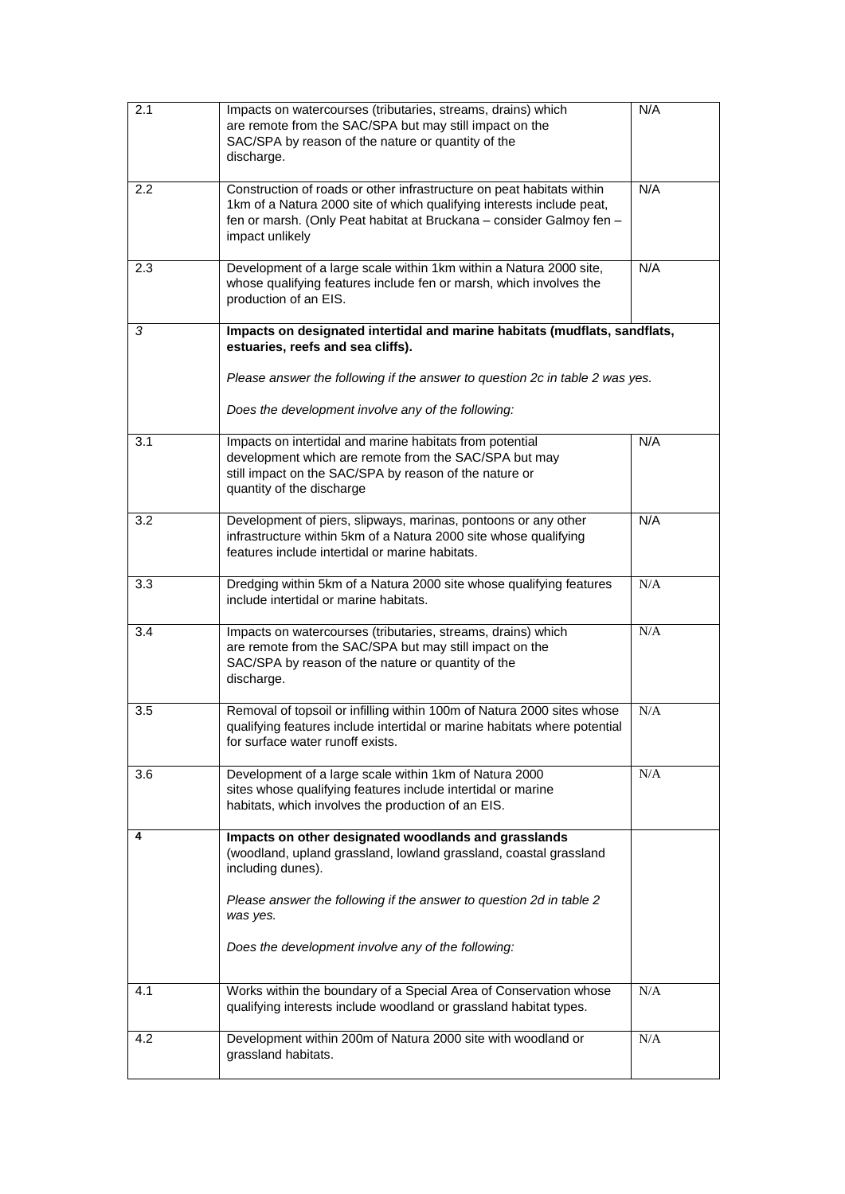| | | |
|---|---|---|
| 2.1 | Impacts on watercourses (tributaries, streams, drains) which are remote from the SAC/SPA but may still impact on the SAC/SPA by reason of the nature or quantity of the discharge. | N/A |
| 2.2 | Construction of roads or other infrastructure on peat habitats within 1km of a Natura 2000 site of which qualifying interests include peat, fen or marsh. (Only Peat habitat at Bruckana – consider Galmoy fen – impact unlikely | N/A |
| 2.3 | Development of a large scale within 1km within a Natura 2000 site, whose qualifying features include fen or marsh, which involves the production of an EIS. | N/A |
| *3* | **Impacts on designated intertidal and marine habitats (mudflats, sandflats, estuaries, reefs and sea cliffs).**<br><br>*Please answer the following if the answer to question 2c in table 2 was yes.*<br><br>*Does the development involve any of the following:* | |
| 3.1 | Impacts on intertidal and marine habitats from potential development which are remote from the SAC/SPA but may still impact on the SAC/SPA by reason of the nature or quantity of the discharge | N/A |
| 3.2 | Development of piers, slipways, marinas, pontoons or any other infrastructure within 5km of a Natura 2000 site whose qualifying features include intertidal or marine habitats. | N/A |
| 3.3 | Dredging within 5km of a Natura 2000 site whose qualifying features include intertidal or marine habitats. | N/A |
| 3.4 | Impacts on watercourses (tributaries, streams, drains) which are remote from the SAC/SPA but may still impact on the SAC/SPA by reason of the nature or quantity of the discharge. | N/A |
| 3.5 | Removal of topsoil or infilling within 100m of Natura 2000 sites whose qualifying features include intertidal or marine habitats where potential for surface water runoff exists. | N/A |
| 3.6 | Development of a large scale within 1km of Natura 2000 sites whose qualifying features include intertidal or marine habitats, which involves the production of an EIS. | N/A |
| **4** | **Impacts on other designated woodlands and grasslands (woodland, upland grassland, lowland grassland, coastal grassland including dunes).**<br><br>*Please answer the following if the answer to question 2d in table 2 was yes.*<br><br>*Does the development involve any of the following:* | |
| 4.1 | Works within the boundary of a Special Area of Conservation whose qualifying interests include woodland or grassland habitat types. | N/A |
| 4.2 | Development within 200m of Natura 2000 site with woodland or grassland habitats. | N/A |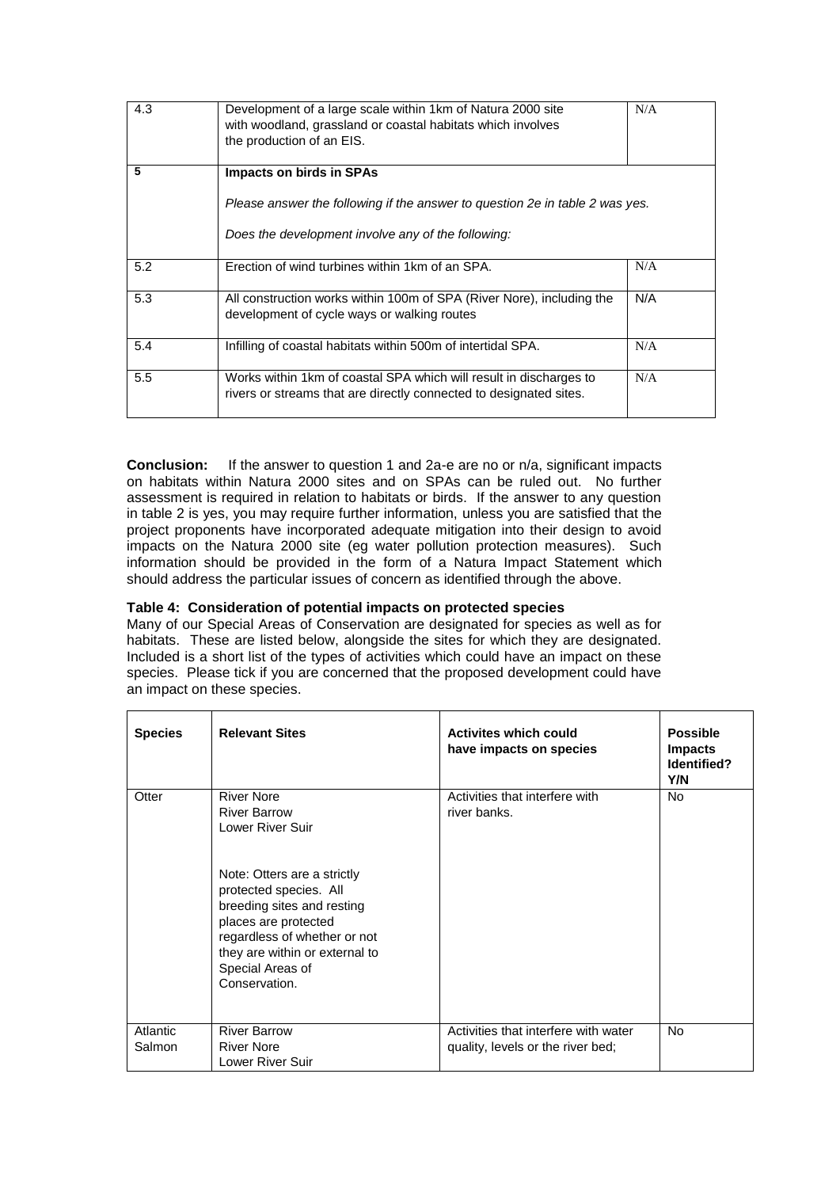| | | |
|---|---|---|
| 4.3 | Development of a large scale within 1km of Natura 2000 site with woodland, grassland or coastal habitats which involves the production of an EIS. | N/A |
| **5** | **Impacts on birds in SPAs**<br><br>*Please answer the following if the answer to question 2e in table 2 was yes.*<br><br>*Does the development involve any of the following:* | |
| 5.2 | Erection of wind turbines within 1km of an SPA. | N/A |
| 5.3 | All construction works within 100m of SPA (River Nore), including the development of cycle ways or walking routes | N/A |
| 5.4 | Infilling of coastal habitats within 500m of intertidal SPA. | N/A |
| 5.5 | Works within 1km of coastal SPA which will result in discharges to rivers or streams that are directly connected to designated sites. | N/A |

**Conclusion:** If the answer to question 1 and 2a-e are no or n/a, significant impacts on habitats within Natura 2000 sites and on SPAs can be ruled out. No further assessment is required in relation to habitats or birds. If the answer to any question in table 2 is yes, you may require further information, unless you are satisfied that the project proponents have incorporated adequate mitigation into their design to avoid impacts on the Natura 2000 site (eg water pollution protection measures). Such information should be provided in the form of a Natura Impact Statement which should address the particular issues of concern as identified through the above.

**Table 4: Consideration of potential impacts on protected species**

Many of our Special Areas of Conservation are designated for species as well as for habitats. These are listed below, alongside the sites for which they are designated. Included is a short list of the types of activities which could have an impact on these species. Please tick if you are concerned that the proposed development could have an impact on these species.

| Species | Relevant Sites | Activites which could have impacts on species | Possible Impacts Identified? Y/N |
|---|---|---|---|
| Otter | River Nore<br>River Barrow<br>Lower River Suir<br><br>Note: Otters are a strictly protected species. All breeding sites and resting places are protected regardless of whether or not they are within or external to Special Areas of Conservation. | Activities that interfere with river banks. | No |
| Atlantic Salmon | River Barrow<br>River Nore<br>Lower River Suir | Activities that interfere with water quality, levels or the river bed; | No |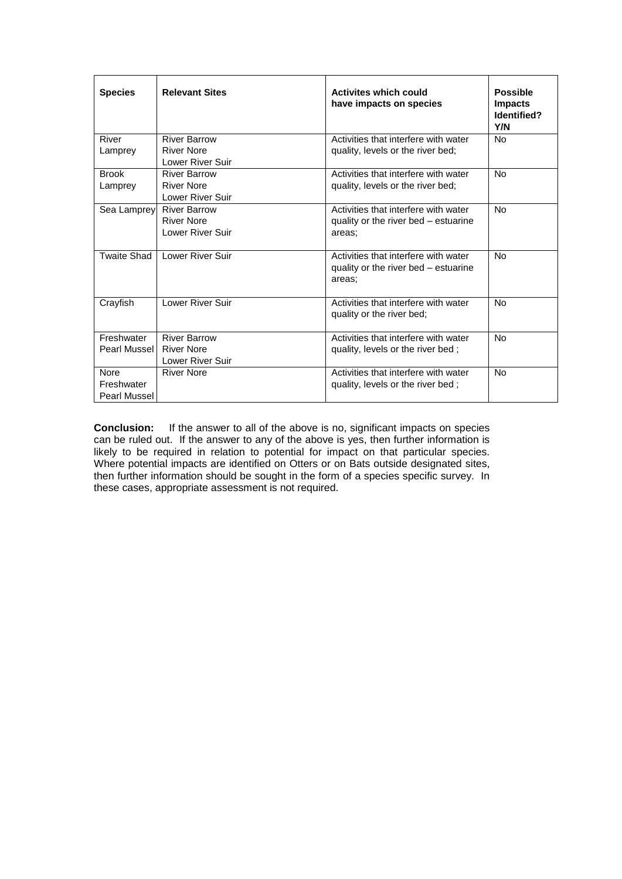| Species | Relevant Sites | Activites which could have impacts on species | Possible Impacts Identified? Y/N |
|---|---|---|---|
| River Lamprey | River Barrow<br>River Nore<br>Lower River Suir | Activities that interfere with water quality, levels or the river bed; | No |
| Brook Lamprey | River Barrow<br>River Nore<br>Lower River Suir | Activities that interfere with water quality, levels or the river bed; | No |
| Sea Lamprey | River Barrow<br>River Nore<br>Lower River Suir | Activities that interfere with water quality or the river bed – estuarine areas; | No |
| Twaite Shad | Lower River Suir | Activities that interfere with water quality or the river bed – estuarine areas; | No |
| Crayfish | Lower River Suir | Activities that interfere with water quality or the river bed; | No |
| Freshwater Pearl Mussel | River Barrow<br>River Nore<br>Lower River Suir | Activities that interfere with water quality, levels or the river bed ; | No |
| Nore Freshwater Pearl Mussel | River Nore | Activities that interfere with water quality, levels or the river bed ; | No |

**Conclusion:** If the answer to all of the above is no, significant impacts on species can be ruled out. If the answer to any of the above is yes, then further information is likely to be required in relation to potential for impact on that particular species. Where potential impacts are identified on Otters or on Bats outside designated sites, then further information should be sought in the form of a species specific survey. In these cases, appropriate assessment is not required.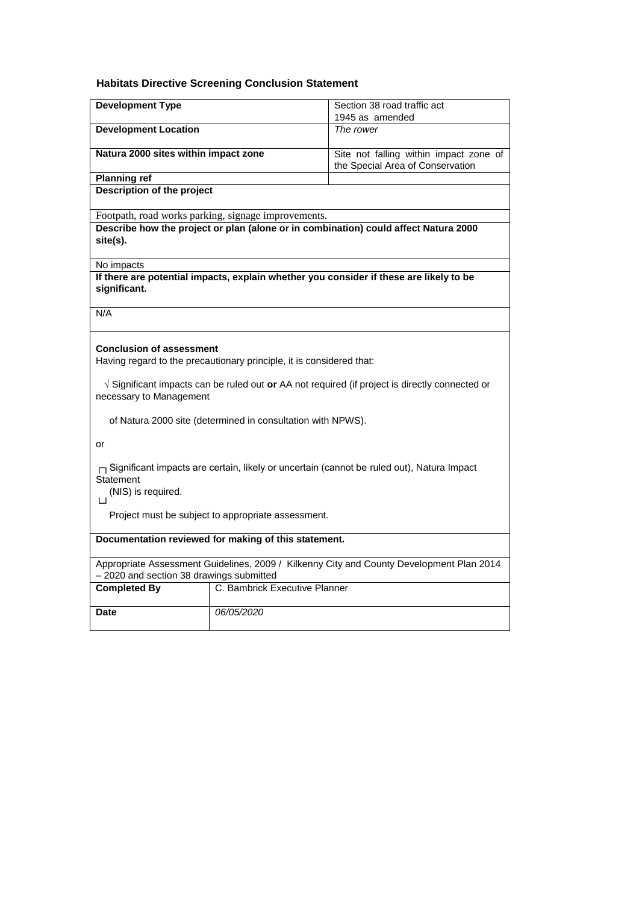### Habitats Directive Screening Conclusion Statement

| | |
|---|---|
| **Development Type** | Section 38 road traffic act 1945 as amended |
| **Development Location** | *The rower* |
| **Natura 2000 sites within impact zone** | Site not falling within impact zone of the Special Area of Conservation |
| **Planning ref** | |

**Description of the project**

Footpath, road works parking, signage improvements.

**Describe how the project or plan (alone or in combination) could affect Natura 2000 site(s).**

No impacts

**If there are potential impacts, explain whether you consider if these are likely to be significant.**

N/A

**Conclusion of assessment**
Having regard to the precautionary principle, it is considered that:

√ Significant impacts can be ruled out **or** AA not required (if project is directly connected or necessary to Management

of Natura 2000 site (determined in consultation with NPWS).

or

☐ Significant impacts are certain, likely or uncertain (cannot be ruled out), Natura Impact Statement (NIS) is required.

Project must be subject to appropriate assessment.

**Documentation reviewed for making of this statement.**

Appropriate Assessment Guidelines, 2009 / Kilkenny City and County Development Plan 2014 – 2020 and section 38 drawings submitted

| | |
|---|---|
| **Completed By** | C. Bambrick Executive Planner |
| **Date** | *06/05/2020* |